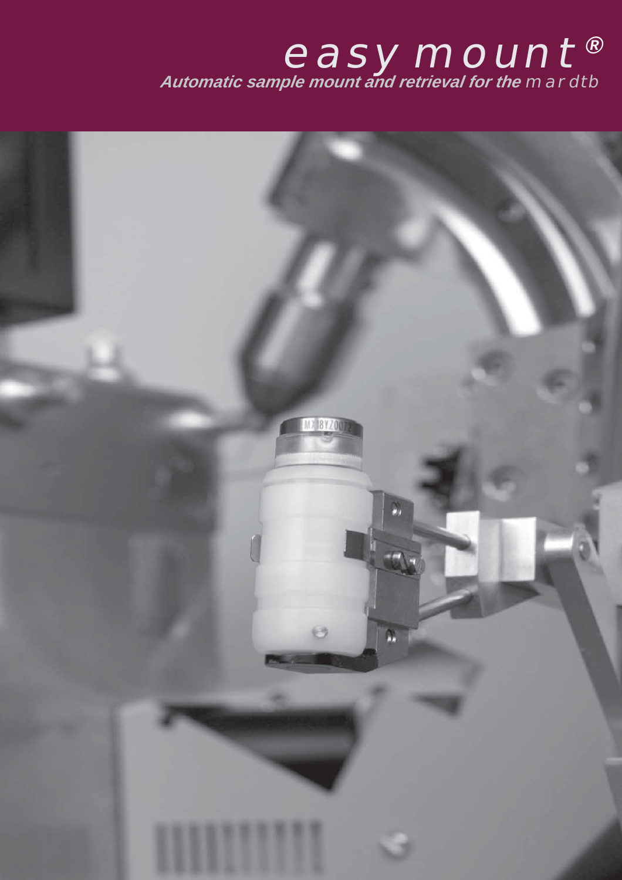# easy mount®

**Automatic sample mount and retrieval for the** mar dtb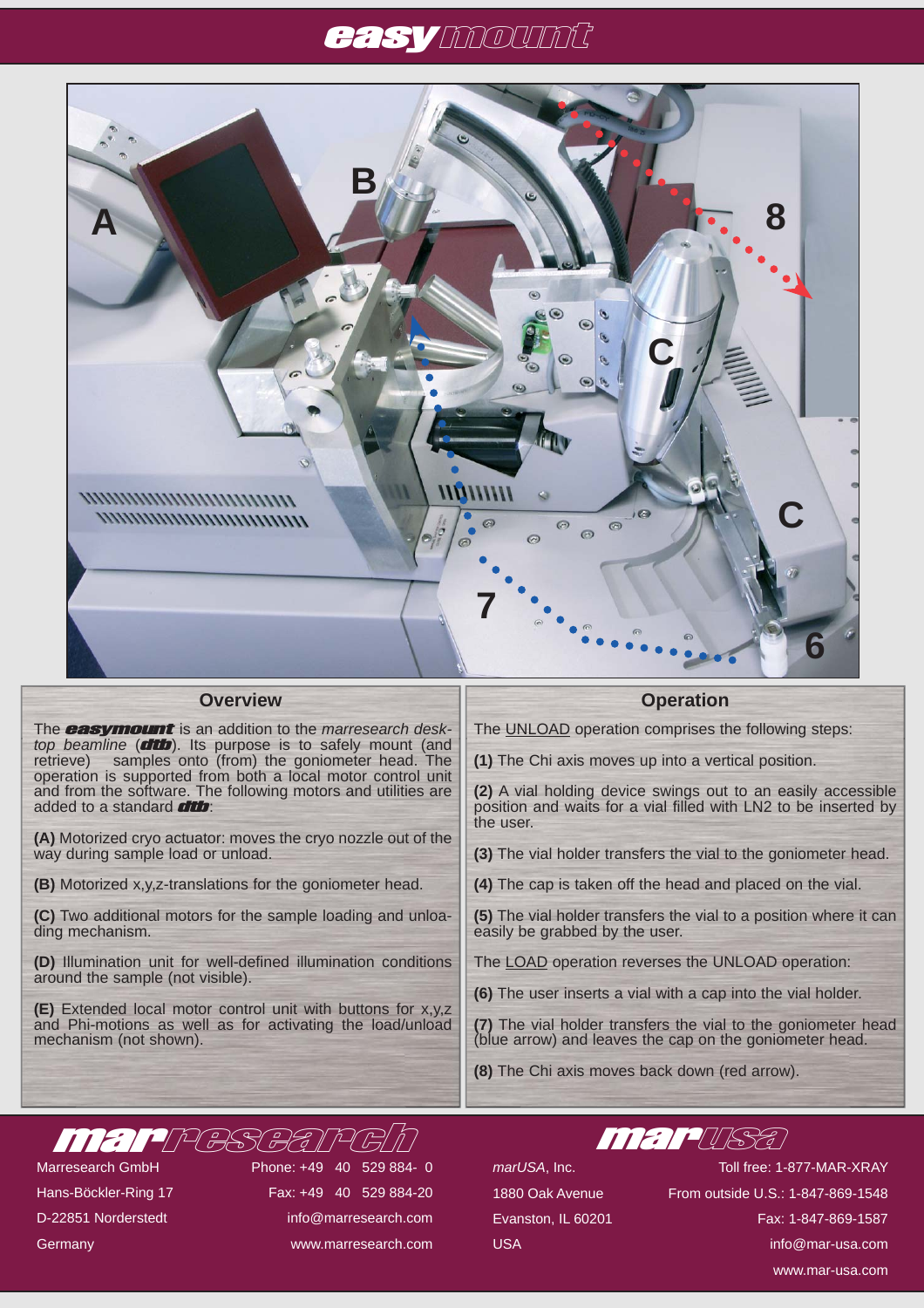# easymount

## Overview

The ***easymount*** is an addition to the *marresearch desktop beamline* (***dtb***). Its purpose is to safely mount (and retrieve) samples onto (from) the goniometer head. The operation is supported from both a local motor control unit and from the software. The following motors and utilities are added to a standard ***dtb***:

**(A)** Motorized cryo actuator: moves the cryo nozzle out of the way during sample load or unload.

**(B)** Motorized x,y,z-translations for the goniometer head.

**(C)** Two additional motors for the sample loading and unloading mechanism.

**(D)** Illumination unit for well-defined illumination conditions around the sample (not visible).

**(E)** Extended local motor control unit with buttons for x,y,z and Phi-motions as well as for activating the load/unload mechanism (not shown).

## Operation

The UNLOAD operation comprises the following steps:

**(1)** The Chi axis moves up into a vertical position.

**(2)** A vial holding device swings out to an easily accessible position and waits for a vial filled with LN2 to be inserted by the user.

**(3)** The vial holder transfers the vial to the goniometer head.

**(4)** The cap is taken off the head and placed on the vial.

**(5)** The vial holder transfers the vial to a position where it can easily be grabbed by the user.

The LOAD operation reverses the UNLOAD operation:

**(6)** The user inserts a vial with a cap into the vial holder.

**(7)** The vial holder transfers the vial to the goniometer head (blue arrow) and leaves the cap on the goniometer head.

**(8)** The Chi axis moves back down (red arrow).

---

**marresearch**

Marresearch GmbH
Hans-Böckler-Ring 17
D-22851 Norderstedt
Germany

Phone: +49 40 529 884- 0
Fax: +49 40 529 884-20
info@marresearch.com
www.marresearch.com

**marUSA**

*marUSA*, Inc.
1880 Oak Avenue
Evanston, IL 60201
USA

Toll free: 1-877-MAR-XRAY
From outside U.S.: 1-847-869-1548
Fax: 1-847-869-1587
info@mar-usa.com
www.mar-usa.com